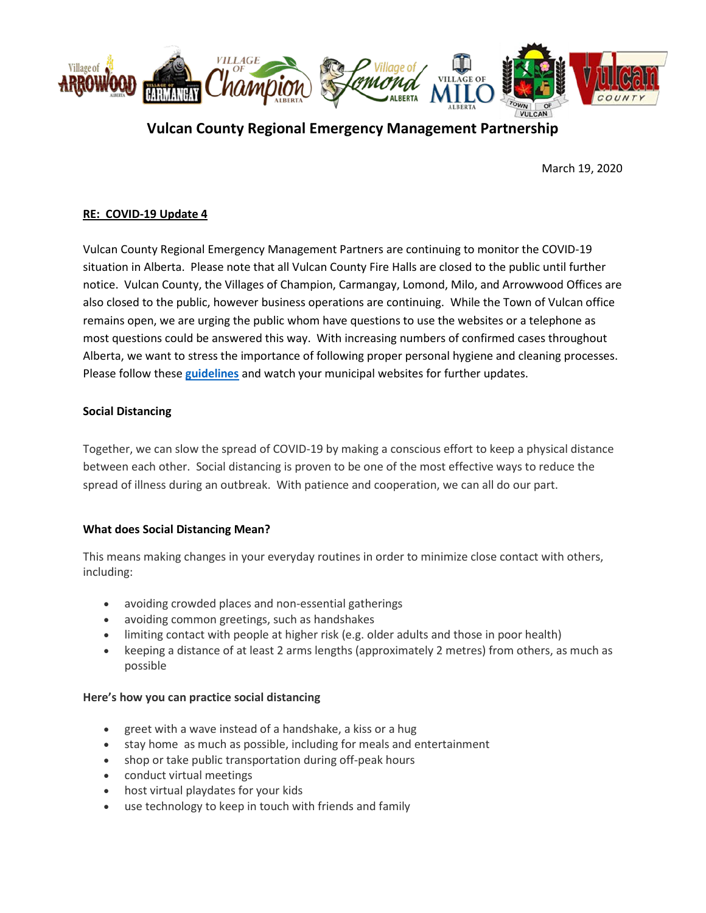# Vulcan County Regional Emergency Management Partnership

March 19, 2020

**RE: COVID-19 Update 4**

Vulcan County Regional Emergency Management Partners are continuing to monitor the COVID-19 situation in Alberta. Please note that all Vulcan County Fire Halls are closed to the public until further notice. Vulcan County, the Villages of Champion, Carmangay, Lomond, Milo, and Arrowwood Offices are also closed to the public, however business operations are continuing. While the Town of Vulcan office remains open, we are urging the public whom have questions to use the websites or a telephone as most questions could be answered this way. With increasing numbers of confirmed cases throughout Alberta, we want to stress the importance of following proper personal hygiene and cleaning processes. Please follow these **guidelines** and watch your municipal websites for further updates.

## Social Distancing

Together, we can slow the spread of COVID-19 by making a conscious effort to keep a physical distance between each other. Social distancing is proven to be one of the most effective ways to reduce the spread of illness during an outbreak. With patience and cooperation, we can all do our part.

### What does Social Distancing Mean?

This means making changes in your everyday routines in order to minimize close contact with others, including:

- avoiding crowded places and non-essential gatherings
- avoiding common greetings, such as handshakes
- limiting contact with people at higher risk (e.g. older adults and those in poor health)
- keeping a distance of at least 2 arms lengths (approximately 2 metres) from others, as much as possible

### Here's how you can practice social distancing

- greet with a wave instead of a handshake, a kiss or a hug
- stay home as much as possible, including for meals and entertainment
- shop or take public transportation during off-peak hours
- conduct virtual meetings
- host virtual playdates for your kids
- use technology to keep in touch with friends and family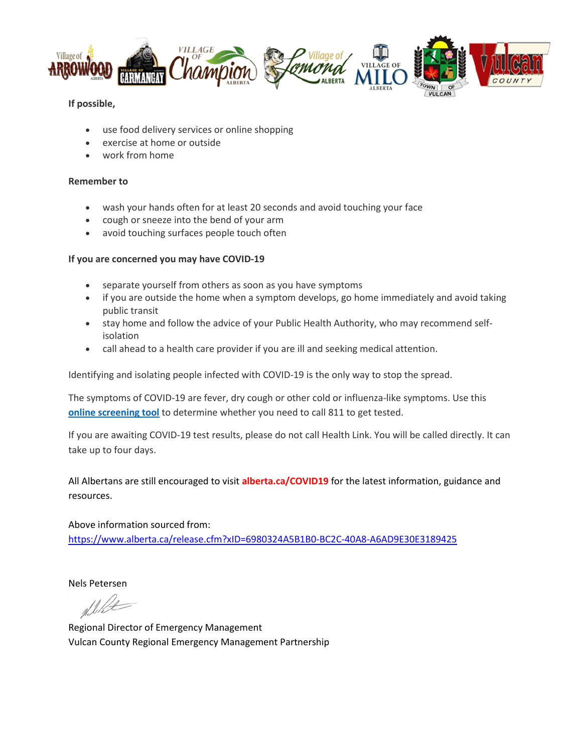**If possible,**

- use food delivery services or online shopping
- exercise at home or outside
- work from home

**Remember to**

- wash your hands often for at least 20 seconds and avoid touching your face
- cough or sneeze into the bend of your arm
- avoid touching surfaces people touch often

**If you are concerned you may have COVID-19**

- separate yourself from others as soon as you have symptoms
- if you are outside the home when a symptom develops, go home immediately and avoid taking public transit
- stay home and follow the advice of your Public Health Authority, who may recommend self-isolation
- call ahead to a health care provider if you are ill and seeking medical attention.

Identifying and isolating people infected with COVID-19 is the only way to stop the spread.

The symptoms of COVID-19 are fever, dry cough or other cold or influenza-like symptoms. Use this **online screening tool** to determine whether you need to call 811 to get tested.

If you are awaiting COVID-19 test results, please do not call Health Link. You will be called directly. It can take up to four days.

All Albertans are still encouraged to visit **alberta.ca/COVID19** for the latest information, guidance and resources.

Above information sourced from:
https://www.alberta.ca/release.cfm?xID=6980324A5B1B0-BC2C-40A8-A6AD9E30E3189425

Nels Petersen

Regional Director of Emergency Management
Vulcan County Regional Emergency Management Partnership